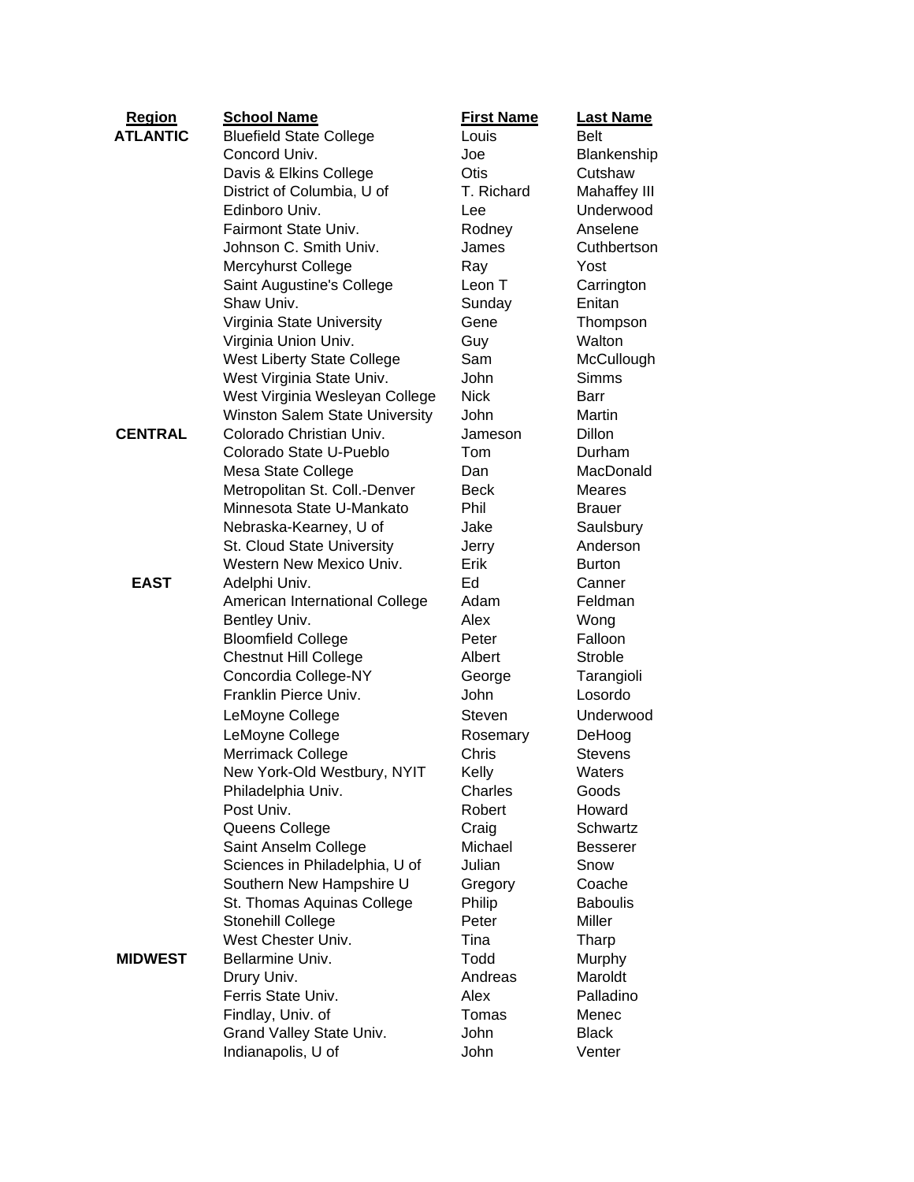| Region | School Name | First Name | Last Name |
|---|---|---|---|
| **ATLANTIC** | Bluefield State College | Louis | Belt |
| | Concord Univ. | Joe | Blankenship |
| | Davis & Elkins College | Otis | Cutshaw |
| | District of Columbia, U of | T. Richard | Mahaffey III |
| | Edinboro Univ. | Lee | Underwood |
| | Fairmont State Univ. | Rodney | Anselene |
| | Johnson C. Smith Univ. | James | Cuthbertson |
| | Mercyhurst College | Ray | Yost |
| | Saint Augustine's College | Leon T | Carrington |
| | Shaw Univ. | Sunday | Enitan |
| | Virginia State University | Gene | Thompson |
| | Virginia Union Univ. | Guy | Walton |
| | West Liberty State College | Sam | McCullough |
| | West Virginia State Univ. | John | Simms |
| | West Virginia Wesleyan College | Nick | Barr |
| | Winston Salem State University | John | Martin |
| **CENTRAL** | Colorado Christian Univ. | Jameson | Dillon |
| | Colorado State U-Pueblo | Tom | Durham |
| | Mesa State College | Dan | MacDonald |
| | Metropolitan St. Coll.-Denver | Beck | Meares |
| | Minnesota State U-Mankato | Phil | Brauer |
| | Nebraska-Kearney, U of | Jake | Saulsbury |
| | St. Cloud State University | Jerry | Anderson |
| | Western New Mexico Univ. | Erik | Burton |
| **EAST** | Adelphi Univ. | Ed | Canner |
| | American International College | Adam | Feldman |
| | Bentley Univ. | Alex | Wong |
| | Bloomfield College | Peter | Falloon |
| | Chestnut Hill College | Albert | Stroble |
| | Concordia College-NY | George | Tarangioli |
| | Franklin Pierce Univ. | John | Losordo |
| | LeMoyne College | Steven | Underwood |
| | LeMoyne College | Rosemary | DeHoog |
| | Merrimack College | Chris | Stevens |
| | New York-Old Westbury, NYIT | Kelly | Waters |
| | Philadelphia Univ. | Charles | Goods |
| | Post Univ. | Robert | Howard |
| | Queens College | Craig | Schwartz |
| | Saint Anselm College | Michael | Besserer |
| | Sciences in Philadelphia, U of | Julian | Snow |
| | Southern New Hampshire U | Gregory | Coache |
| | St. Thomas Aquinas College | Philip | Baboulis |
| | Stonehill College | Peter | Miller |
| | West Chester Univ. | Tina | Tharp |
| **MIDWEST** | Bellarmine Univ. | Todd | Murphy |
| | Drury Univ. | Andreas | Maroldt |
| | Ferris State Univ. | Alex | Palladino |
| | Findlay, Univ. of | Tomas | Menec |
| | Grand Valley State Univ. | John | Black |
| | Indianapolis, U of | John | Venter |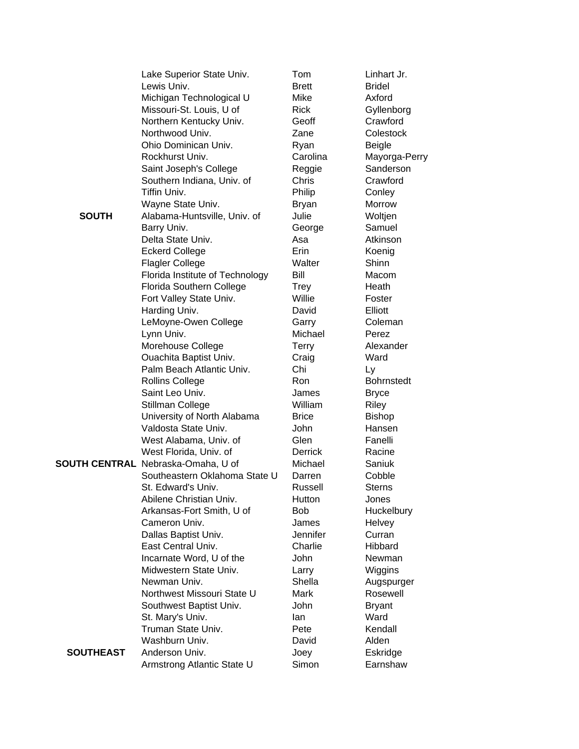| | | | |
|---|---|---|---|
| | Lake Superior State Univ. | Tom | Linhart Jr. |
| | Lewis Univ. | Brett | Bridel |
| | Michigan Technological U | Mike | Axford |
| | Missouri-St. Louis, U of | Rick | Gyllenborg |
| | Northern Kentucky Univ. | Geoff | Crawford |
| | Northwood Univ. | Zane | Colestock |
| | Ohio Dominican Univ. | Ryan | Beigle |
| | Rockhurst Univ. | Carolina | Mayorga-Perry |
| | Saint Joseph's College | Reggie | Sanderson |
| | Southern Indiana, Univ. of | Chris | Crawford |
| | Tiffin Univ. | Philip | Conley |
| | Wayne State Univ. | Bryan | Morrow |
| **SOUTH** | Alabama-Huntsville, Univ. of | Julie | Woltjen |
| | Barry Univ. | George | Samuel |
| | Delta State Univ. | Asa | Atkinson |
| | Eckerd College | Erin | Koenig |
| | Flagler College | Walter | Shinn |
| | Florida Institute of Technology | Bill | Macom |
| | Florida Southern College | Trey | Heath |
| | Fort Valley State Univ. | Willie | Foster |
| | Harding Univ. | David | Elliott |
| | LeMoyne-Owen College | Garry | Coleman |
| | Lynn Univ. | Michael | Perez |
| | Morehouse College | Terry | Alexander |
| | Ouachita Baptist Univ. | Craig | Ward |
| | Palm Beach Atlantic Univ. | Chi | Ly |
| | Rollins College | Ron | Bohrnstedt |
| | Saint Leo Univ. | James | Bryce |
| | Stillman College | William | Riley |
| | University of North Alabama | Brice | Bishop |
| | Valdosta State Univ. | John | Hansen |
| | West Alabama, Univ. of | Glen | Fanelli |
| | West Florida, Univ. of | Derrick | Racine |
| **SOUTH CENTRAL** | Nebraska-Omaha, U of | Michael | Saniuk |
| | Southeastern Oklahoma State U | Darren | Cobble |
| | St. Edward's Univ. | Russell | Sterns |
| | Abilene Christian Univ. | Hutton | Jones |
| | Arkansas-Fort Smith, U of | Bob | Huckelbury |
| | Cameron Univ. | James | Helvey |
| | Dallas Baptist Univ. | Jennifer | Curran |
| | East Central Univ. | Charlie | Hibbard |
| | Incarnate Word, U of the | John | Newman |
| | Midwestern State Univ. | Larry | Wiggins |
| | Newman Univ. | Shella | Augspurger |
| | Northwest Missouri State U | Mark | Rosewell |
| | Southwest Baptist Univ. | John | Bryant |
| | St. Mary's Univ. | Ian | Ward |
| | Truman State Univ. | Pete | Kendall |
| | Washburn Univ. | David | Alden |
| **SOUTHEAST** | Anderson Univ. | Joey | Eskridge |
| | Armstrong Atlantic State U | Simon | Earnshaw |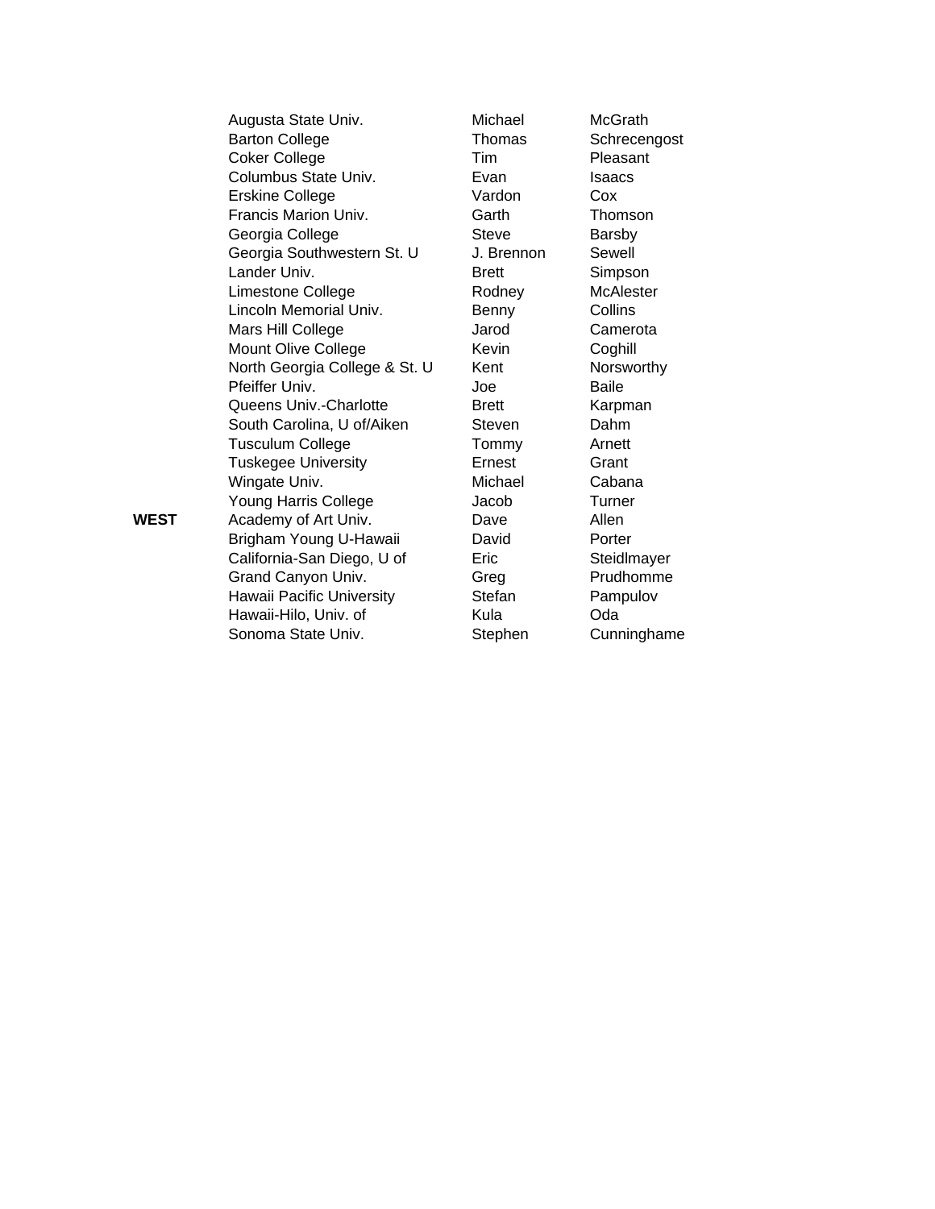| | | | |
|---|---|---|---|
| | Augusta State Univ. | Michael | McGrath |
| | Barton College | Thomas | Schrecengost |
| | Coker College | Tim | Pleasant |
| | Columbus State Univ. | Evan | Isaacs |
| | Erskine College | Vardon | Cox |
| | Francis Marion Univ. | Garth | Thomson |
| | Georgia College | Steve | Barsby |
| | Georgia Southwestern St. U | J. Brennon | Sewell |
| | Lander Univ. | Brett | Simpson |
| | Limestone College | Rodney | McAlester |
| | Lincoln Memorial Univ. | Benny | Collins |
| | Mars Hill College | Jarod | Camerota |
| | Mount Olive College | Kevin | Coghill |
| | North Georgia College & St. U | Kent | Norsworthy |
| | Pfeiffer Univ. | Joe | Baile |
| | Queens Univ.-Charlotte | Brett | Karpman |
| | South Carolina, U of/Aiken | Steven | Dahm |
| | Tusculum College | Tommy | Arnett |
| | Tuskegee University | Ernest | Grant |
| | Wingate Univ. | Michael | Cabana |
| | Young Harris College | Jacob | Turner |
| **WEST** | Academy of Art Univ. | Dave | Allen |
| | Brigham Young U-Hawaii | David | Porter |
| | California-San Diego, U of | Eric | Steidlmayer |
| | Grand Canyon Univ. | Greg | Prudhomme |
| | Hawaii Pacific University | Stefan | Pampulov |
| | Hawaii-Hilo, Univ. of | Kula | Oda |
| | Sonoma State Univ. | Stephen | Cunninghame |